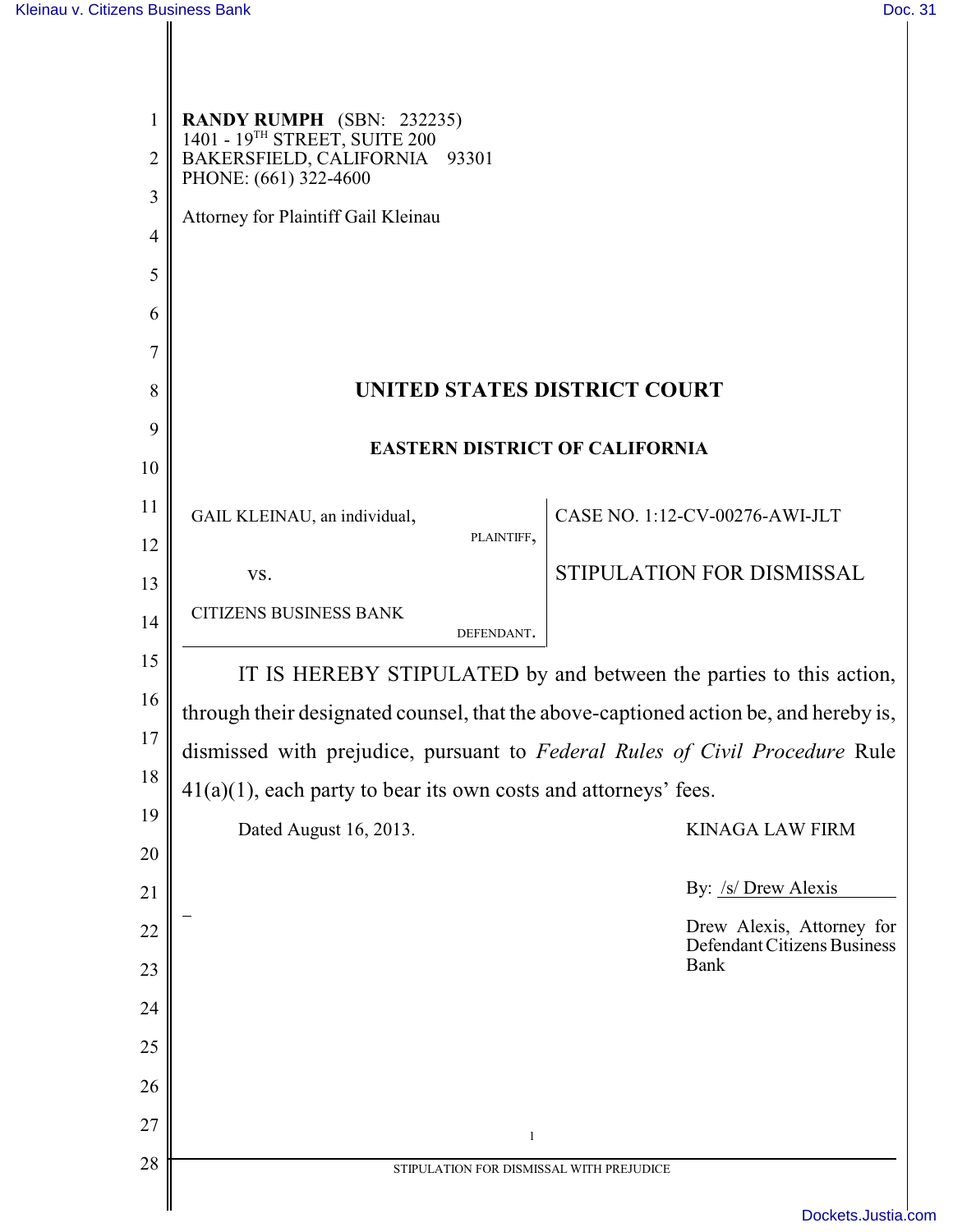**RANDY RUMPH** (SBN: 232235)
1401 - 19TH STREET, SUITE 200
BAKERSFIELD, CALIFORNIA 93301
PHONE: (661) 322-4600

Attorney for Plaintiff Gail Kleinau

# UNITED STATES DISTRICT COURT

## EASTERN DISTRICT OF CALIFORNIA

| | |
|---|---|
| GAIL KLEINAU, an individual, PLAINTIFF, | CASE NO. 1:12-CV-00276-AWI-JLT |
| vs. | STIPULATION FOR DISMISSAL |
| CITIZENS BUSINESS BANK DEFENDANT. | |

IT IS HEREBY STIPULATED by and between the parties to this action, through their designated counsel, that the above-captioned action be, and hereby is, dismissed with prejudice, pursuant to *Federal Rules of Civil Procedure* Rule 41(a)(1), each party to bear its own costs and attorneys' fees.

Dated August 16, 2013.

KINAGA LAW FIRM

By: /s/ Drew Alexis

Drew Alexis, Attorney for Defendant Citizens Business Bank

STIPULATION FOR DISMISSAL WITH PREJUDICE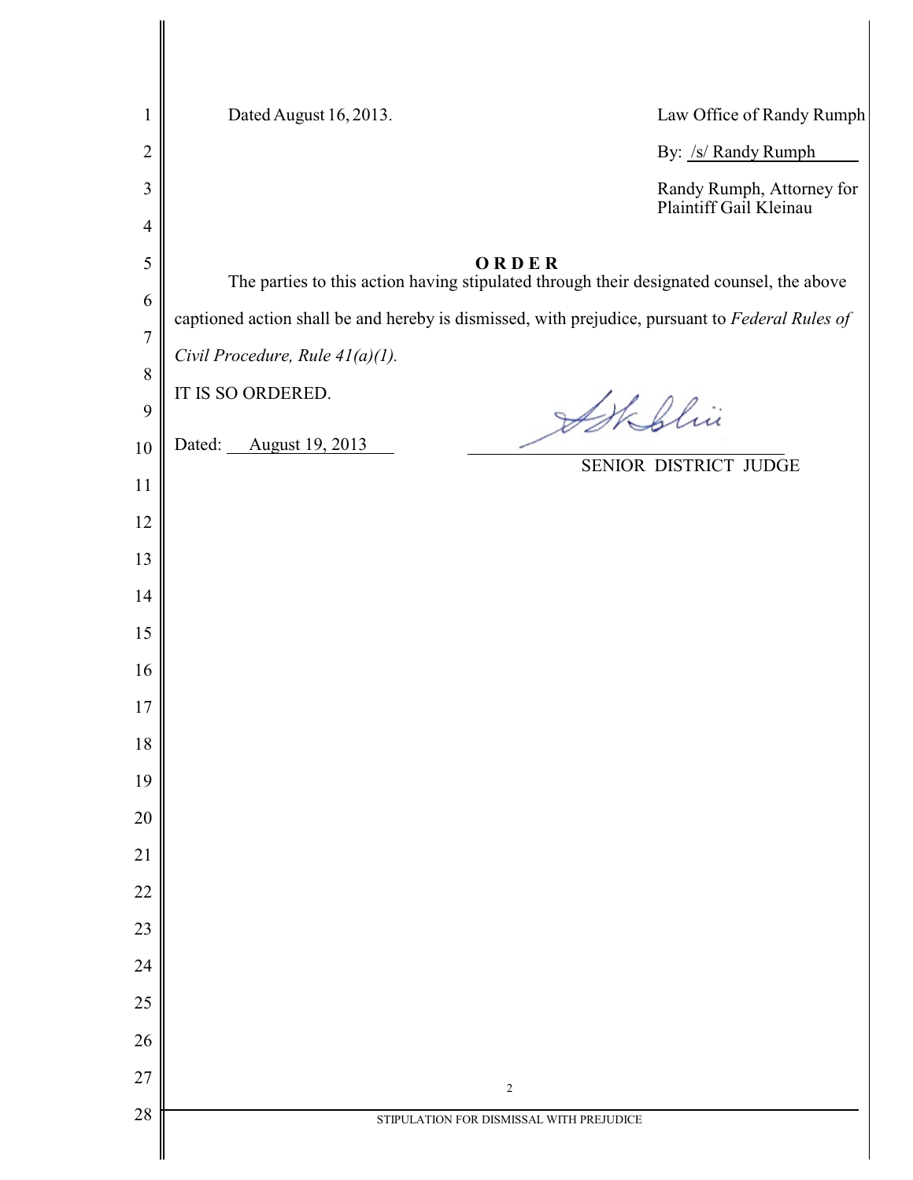Dated August 16, 2013.

Law Office of Randy Rumph

By: /s/ Randy Rumph

Randy Rumph, Attorney for Plaintiff Gail Kleinau

**O R D E R**

The parties to this action having stipulated through their designated counsel, the above captioned action shall be and hereby is dismissed, with prejudice, pursuant to *Federal Rules of Civil Procedure, Rule 41(a)(1).*

IT IS SO ORDERED.

Dated: August 19, 2013

SENIOR DISTRICT JUDGE

STIPULATION FOR DISMISSAL WITH PREJUDICE